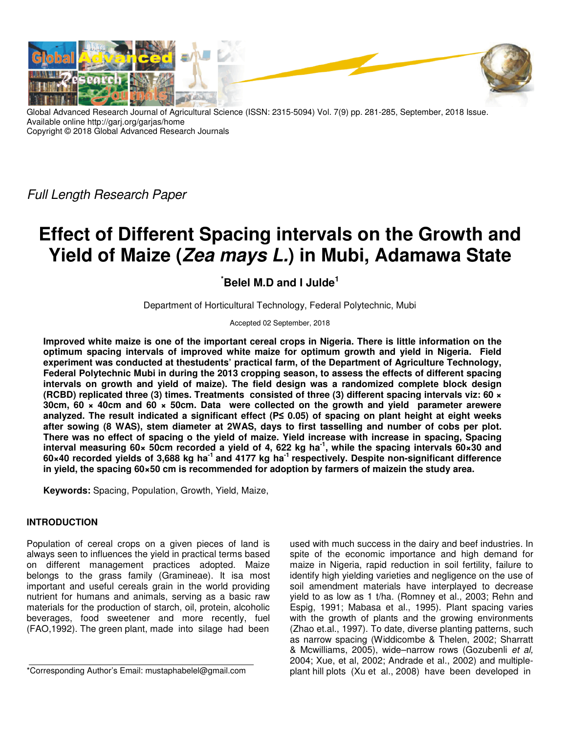Global Advanced Research Journal of Agricultural Science (ISSN: 2315-5094) Vol. 7(9) pp. 281-285, September, 2018 Issue.
Available online http://garj.org/garjas/home
Copyright © 2018 Global Advanced Research Journals

*Full Length Research Paper*

# Effect of Different Spacing intervals on the Growth and Yield of Maize (*Zea mays L.*) in Mubi, Adamawa State

**\*Belel M.D and I Julde[1]**

Department of Horticultural Technology, Federal Polytechnic, Mubi

Accepted 02 September, 2018

**Improved white maize is one of the important cereal crops in Nigeria. There is little information on the optimum spacing intervals of improved white maize for optimum growth and yield in Nigeria. Field experiment was conducted at thestudents' practical farm, of the Department of Agriculture Technology, Federal Polytechnic Mubi in during the 2013 cropping season, to assess the effects of different spacing intervals on growth and yield of maize). The field design was a randomized complete block design (RCBD) replicated three (3) times. Treatments consisted of three (3) different spacing intervals viz: 60 × 30cm, 60 × 40cm and 60 × 50cm. Data were collected on the growth and yield parameter arewere analyzed. The result indicated a significant effect (P≤ 0.05) of spacing on plant height at eight weeks after sowing (8 WAS), stem diameter at 2WAS, days to first tasselling and number of cobs per plot. There was no effect of spacing o the yield of maize. Yield increase with increase in spacing, Spacing interval measuring 60× 50cm recorded a yield of 4, 622 kg ha$^{-1}$, while the spacing intervals 60×30 and 60×40 recorded yields of 3,688 kg ha$^{-1}$ and 4177 kg ha$^{-1}$ respectively. Despite non-significant difference in yield, the spacing 60×50 cm is recommended for adoption by farmers of maizein the study area.**

**Keywords:** Spacing, Population, Growth, Yield, Maize,

## INTRODUCTION

Population of cereal crops on a given pieces of land is always seen to influences the yield in practical terms based on different management practices adopted. Maize belongs to the grass family (Gramineae). It isa most important and useful cereals grain in the world providing nutrient for humans and animals, serving as a basic raw materials for the production of starch, oil, protein, alcoholic beverages, food sweetener and more recently, fuel (FAO,1992). The green plant, made into silage had been used with much success in the dairy and beef industries. In spite of the economic importance and high demand for maize in Nigeria, rapid reduction in soil fertility, failure to identify high yielding varieties and negligence on the use of soil amendment materials have interplayed to decrease yield to as low as 1 t/ha. (Romney et al., 2003; Rehn and Espig, 1991; Mabasa et al., 1995). Plant spacing varies with the growth of plants and the growing environments (Zhao et.al., 1997). To date, diverse planting patterns, such as narrow spacing (Widdicombe & Thelen, 2002; Sharratt & Mcwilliams, 2005), wide–narrow rows (Gozubenli *et al,* 2004; Xue, et al, 2002; Andrade et al., 2002) and multiple-plant hill plots (Xu et al., 2008) have been developed in

\*Corresponding Author's Email: mustaphabelel@gmail.com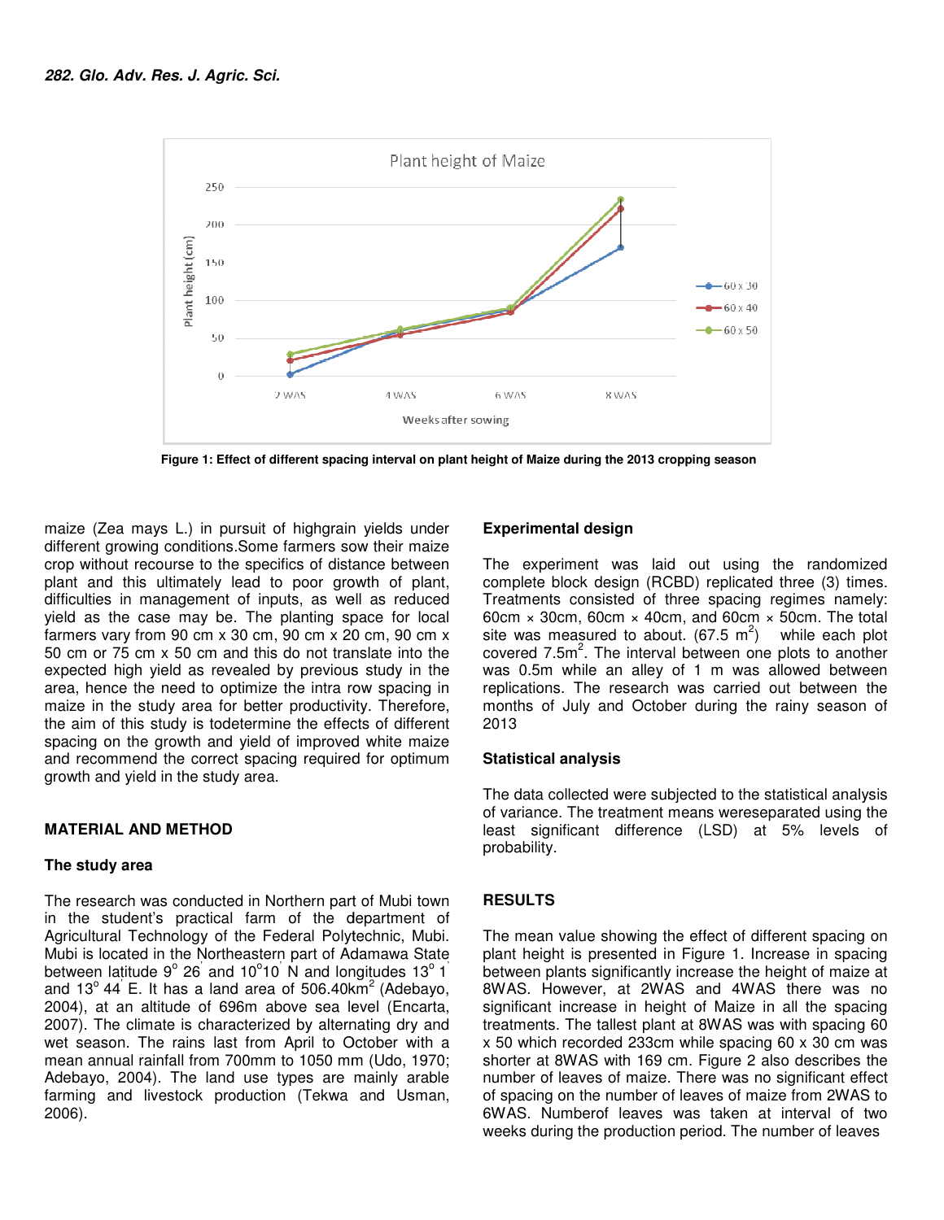Figure 1: Effect of different spacing interval on plant height of Maize during the 2013 cropping season

maize (Zea mays L.) in pursuit of highgrain yields under different growing conditions.Some farmers sow their maize crop without recourse to the specifics of distance between plant and this ultimately lead to poor growth of plant, difficulties in management of inputs, as well as reduced yield as the case may be. The planting space for local farmers vary from 90 cm x 30 cm, 90 cm x 20 cm, 90 cm x 50 cm or 75 cm x 50 cm and this do not translate into the expected high yield as revealed by previous study in the area, hence the need to optimize the intra row spacing in maize in the study area for better productivity. Therefore, the aim of this study is todetermine the effects of different spacing on the growth and yield of improved white maize and recommend the correct spacing required for optimum growth and yield in the study area.

## MATERIAL AND METHOD

### The study area

The research was conducted in Northern part of Mubi town in the student's practical farm of the department of Agricultural Technology of the Federal Polytechnic, Mubi. Mubi is located in the Northeastern part of Adamawa State between latitude 9° 26' and 10°10' N and longitudes 13° 1' and 13° 44' E. It has a land area of 506.40km$^2$ (Adebayo, 2004), at an altitude of 696m above sea level (Encarta, 2007). The climate is characterized by alternating dry and wet season. The rains last from April to October with a mean annual rainfall from 700mm to 1050 mm (Udo, 1970; Adebayo, 2004). The land use types are mainly arable farming and livestock production (Tekwa and Usman, 2006).

### Experimental design

The experiment was laid out using the randomized complete block design (RCBD) replicated three (3) times. Treatments consisted of three spacing regimes namely: 60cm × 30cm, 60cm × 40cm, and 60cm × 50cm. The total site was measured to about. (67.5 m$^2$) while each plot covered 7.5m$^2$. The interval between one plots to another was 0.5m while an alley of 1 m was allowed between replications. The research was carried out between the months of July and October during the rainy season of 2013

### Statistical analysis

The data collected were subjected to the statistical analysis of variance. The treatment means wereseparated using the least significant difference (LSD) at 5% levels of probability.

## RESULTS

The mean value showing the effect of different spacing on plant height is presented in Figure 1. Increase in spacing between plants significantly increase the height of maize at 8WAS. However, at 2WAS and 4WAS there was no significant increase in height of Maize in all the spacing treatments. The tallest plant at 8WAS was with spacing 60 x 50 which recorded 233cm while spacing 60 x 30 cm was shorter at 8WAS with 169 cm. Figure 2 also describes the number of leaves of maize. There was no significant effect of spacing on the number of leaves of maize from 2WAS to 6WAS. Numberof leaves was taken at interval of two weeks during the production period. The number of leaves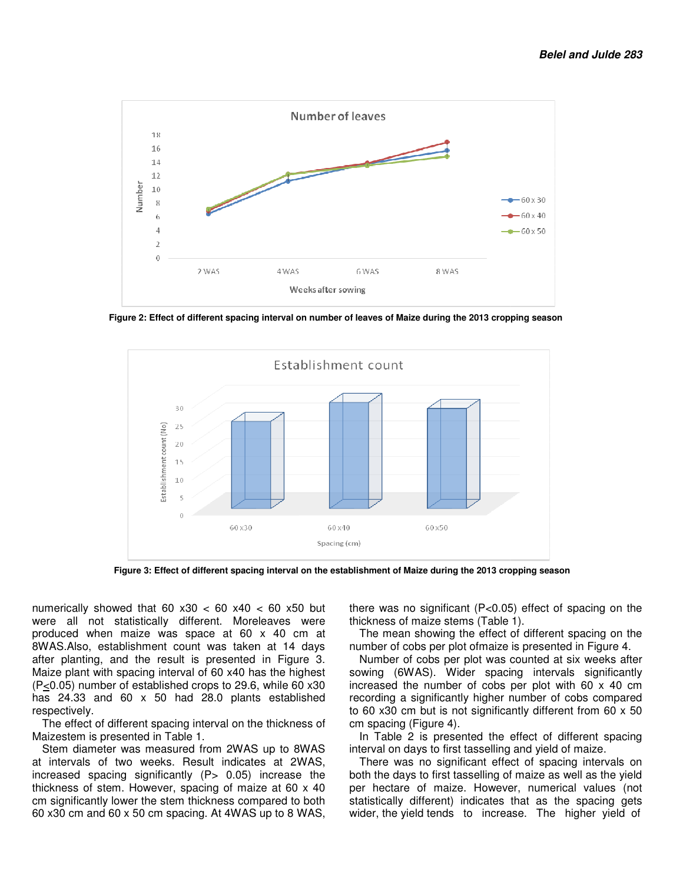Figure 2: Effect of different spacing interval on number of leaves of Maize during the 2013 cropping season

Figure 3: Effect of different spacing interval on the establishment of Maize during the 2013 cropping season

numerically showed that 60 x30 < 60 x40 < 60 x50 but were all not statistically different. Moreleaves were produced when maize was space at 60 x 40 cm at 8WAS.Also, establishment count was taken at 14 days after planting, and the result is presented in Figure 3. Maize plant with spacing interval of 60 x40 has the highest ($P \leq 0.05$) number of established crops to 29.6, while 60 x30 has 24.33 and 60 x 50 had 28.0 plants established respectively.

The effect of different spacing interval on the thickness of Maizestem is presented in Table 1.

Stem diameter was measured from 2WAS up to 8WAS at intervals of two weeks. Result indicates at 2WAS, increased spacing significantly ($P > 0.05$) increase the thickness of stem. However, spacing of maize at 60 x 40 cm significantly lower the stem thickness compared to both 60 x30 cm and 60 x 50 cm spacing. At 4WAS up to 8 WAS, there was no significant ($P < 0.05$) effect of spacing on the thickness of maize stems (Table 1).

The mean showing the effect of different spacing on the number of cobs per plot ofmaize is presented in Figure 4.

Number of cobs per plot was counted at six weeks after sowing (6WAS). Wider spacing intervals significantly increased the number of cobs per plot with 60 x 40 cm recording a significantly higher number of cobs compared to 60 x30 cm but is not significantly different from 60 x 50 cm spacing (Figure 4).

In Table 2 is presented the effect of different spacing interval on days to first tasselling and yield of maize.

There was no significant effect of spacing intervals on both the days to first tasselling of maize as well as the yield per hectare of maize. However, numerical values (not statistically different) indicates that as the spacing gets wider, the yield tends to increase. The higher yield of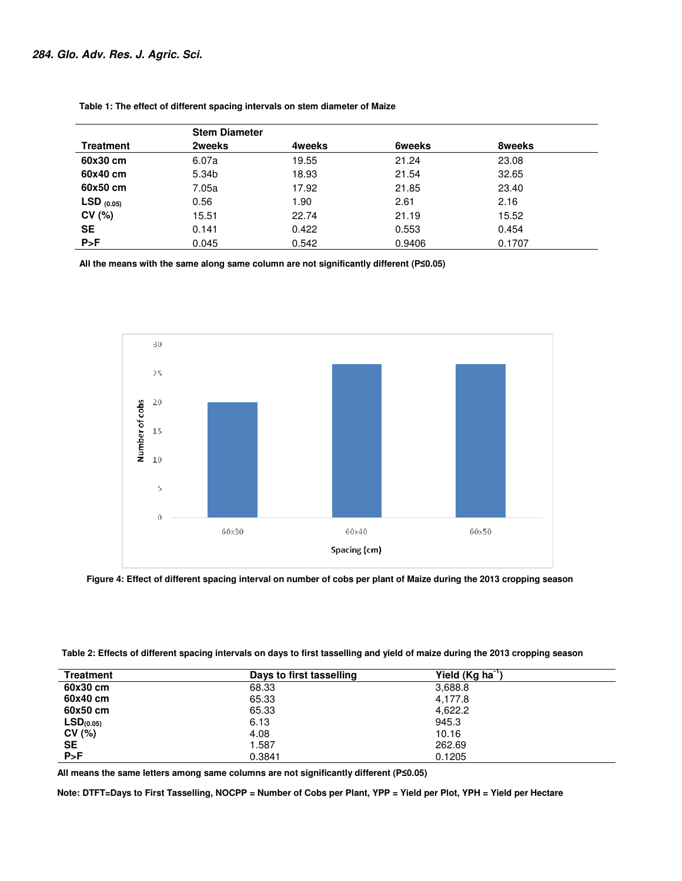**Table 1: The effect of different spacing intervals on stem diameter of Maize**

| Treatment | Stem Diameter 2weeks | 4weeks | 6weeks | 8weeks |
|---|---|---|---|---|
| **60x30 cm** | 6.07a | 19.55 | 21.24 | 23.08 |
| **60x40 cm** | 5.34b | 18.93 | 21.54 | 32.65 |
| **60x50 cm** | 7.05a | 17.92 | 21.85 | 23.40 |
| **LSD $_{(0.05)}$** | 0.56 | 1.90 | 2.61 | 2.16 |
| **CV (%)** | 15.51 | 22.74 | 21.19 | 15.52 |
| **SE** | 0.141 | 0.422 | 0.553 | 0.454 |
| **P>F** | 0.045 | 0.542 | 0.9406 | 0.1707 |

**All the means with the same along same column are not significantly different (P≤0.05)**

**Figure 4: Effect of different spacing interval on number of cobs per plant of Maize during the 2013 cropping season**

**Table 2: Effects of different spacing intervals on days to first tasselling and yield of maize during the 2013 cropping season**

| Treatment | Days to first tasselling | Yield (Kg ha$^{-1}$) |
|---|---|---|
| **60x30 cm** | 68.33 | 3,688.8 |
| **60x40 cm** | 65.33 | 4,177.8 |
| **60x50 cm** | 65.33 | 4,622.2 |
| **LSD$_{(0.05)}$** | 6.13 | 945.3 |
| **CV (%)** | 4.08 | 10.16 |
| **SE** | 1.587 | 262.69 |
| **P>F** | 0.3841 | 0.1205 |

**All means the same letters among same columns are not significantly different (P≤0.05)**

**Note: DTFT=Days to First Tasselling, NOCPP = Number of Cobs per Plant, YPP = Yield per Plot, YPH = Yield per Hectare**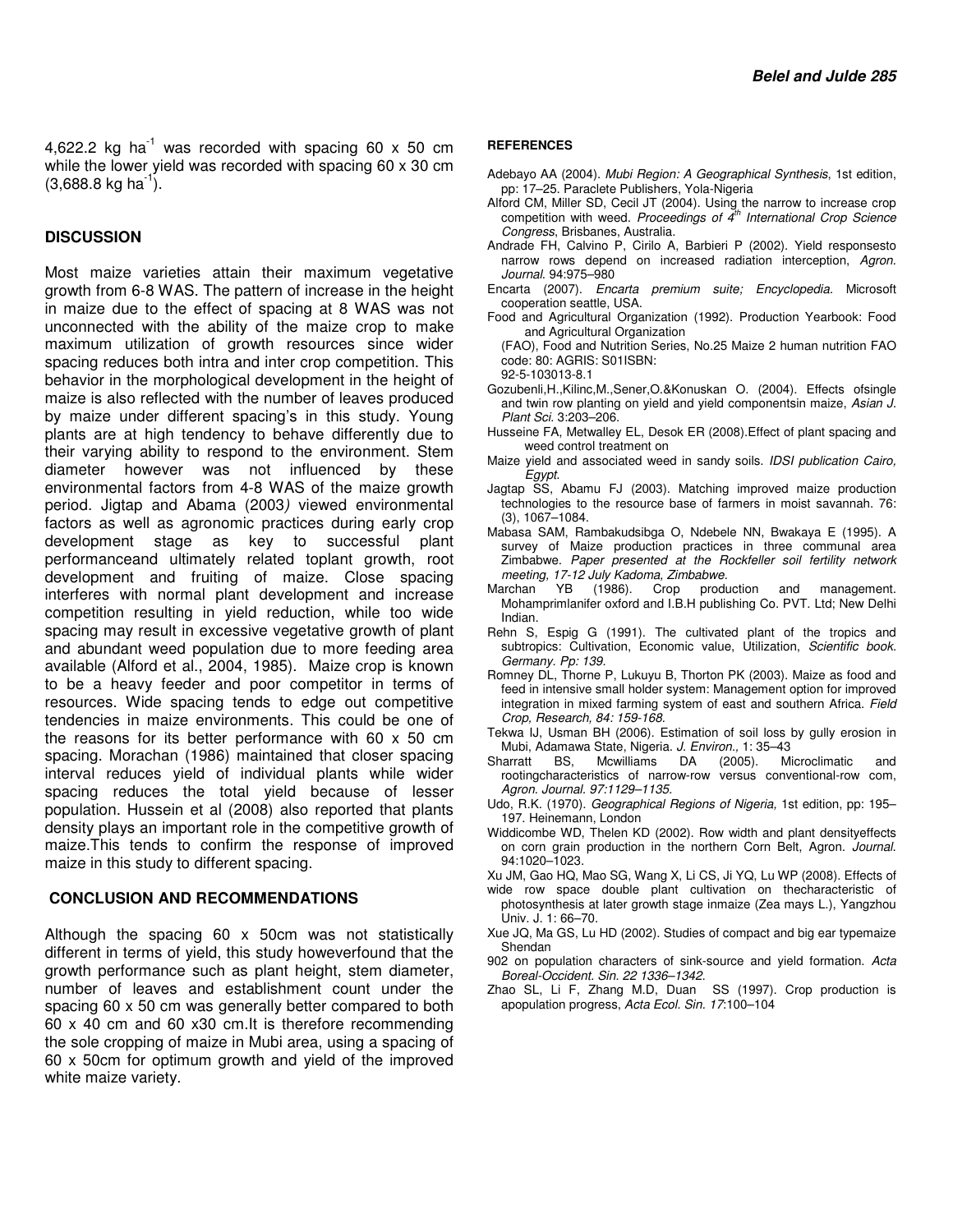4,622.2 kg ha$^{-1}$ was recorded with spacing 60 x 50 cm while the lower yield was recorded with spacing 60 x 30 cm (3,688.8 kg ha$^{-1}$).

## DISCUSSION

Most maize varieties attain their maximum vegetative growth from 6-8 WAS. The pattern of increase in the height in maize due to the effect of spacing at 8 WAS was not unconnected with the ability of the maize crop to make maximum utilization of growth resources since wider spacing reduces both intra and inter crop competition. This behavior in the morphological development in the height of maize is also reflected with the number of leaves produced by maize under different spacing's in this study. Young plants are at high tendency to behave differently due to their varying ability to respond to the environment. Stem diameter however was not influenced by these environmental factors from 4-8 WAS of the maize growth period. Jigtap and Abama (2003*)* viewed environmental factors as well as agronomic practices during early crop development stage as key to successful plant performanceand ultimately related toplant growth, root development and fruiting of maize. Close spacing interferes with normal plant development and increase competition resulting in yield reduction, while too wide spacing may result in excessive vegetative growth of plant and abundant weed population due to more feeding area available (Alford et al., 2004, 1985). Maize crop is known to be a heavy feeder and poor competitor in terms of resources. Wide spacing tends to edge out competitive tendencies in maize environments. This could be one of the reasons for its better performance with 60 x 50 cm spacing. Morachan (1986) maintained that closer spacing interval reduces yield of individual plants while wider spacing reduces the total yield because of lesser population. Hussein et al (2008) also reported that plants density plays an important role in the competitive growth of maize.This tends to confirm the response of improved maize in this study to different spacing.

## CONCLUSION AND RECOMMENDATIONS

Although the spacing 60 x 50cm was not statistically different in terms of yield, this study howeverfound that the growth performance such as plant height, stem diameter, number of leaves and establishment count under the spacing 60 x 50 cm was generally better compared to both 60 x 40 cm and 60 x30 cm.It is therefore recommending the sole cropping of maize in Mubi area, using a spacing of 60 x 50cm for optimum growth and yield of the improved white maize variety.

### REFERENCES

Adebayo AA (2004). *Mubi Region: A Geographical Synthesis*, 1st edition, pp: 17–25. Paraclete Publishers, Yola-Nigeria

Alford CM, Miller SD, Cecil JT (2004). Using the narrow to increase crop competition with weed. *Proceedings of 4$^{th}$ International Crop Science Congress*, Brisbanes, Australia.

Andrade FH, Calvino P, Cirilo A, Barbieri P (2002). Yield responsesto narrow rows depend on increased radiation interception, *Agron. Journal*. 94:975–980

Encarta (2007). *Encarta premium suite; Encyclopedia.* Microsoft cooperation seattle, USA.

Food and Agricultural Organization (1992). Production Yearbook: Food and Agricultural Organization
(FAO), Food and Nutrition Series, No.25 Maize 2 human nutrition FAO code: 80: AGRIS: S01ISBN:
92-5-103013-8.1

Gozubenli,H.,Kilinc,M.,Sener,O.&Konuskan O. (2004). Effects ofsingle and twin row planting on yield and yield componentsin maize, *Asian J. Plant Sci.* 3:203–206.

Husseine FA, Metwalley EL, Desok ER (2008).Effect of plant spacing and weed control treatment on

Maize yield and associated weed in sandy soils. *IDSI publication Cairo, Egypt.*

Jagtap SS, Abamu FJ (2003). Matching improved maize production technologies to the resource base of farmers in moist savannah. 76: (3), 1067–1084.

Mabasa SAM, Rambakudsibga O, Ndebele NN, Bwakaya E (1995). A survey of Maize production practices in three communal area Zimbabwe. *Paper presented at the Rockfeller soil fertility network meeting, 17-12 July Kadoma, Zimbabwe.*

Marchan YB (1986). Crop production and management. Mohamprimlanifer oxford and I.B.H publishing Co. PVT. Ltd; New Delhi Indian.

Rehn S, Espig G (1991). The cultivated plant of the tropics and subtropics: Cultivation, Economic value, Utilization, *Scientific book. Germany. Pp: 139.*

Romney DL, Thorne P, Lukuyu B, Thorton PK (2003). Maize as food and feed in intensive small holder system: Management option for improved integration in mixed farming system of east and southern Africa. *Field Crop, Research, 84: 159-168.*

Tekwa IJ, Usman BH (2006). Estimation of soil loss by gully erosion in Mubi, Adamawa State, Nigeria. *J. Environ.,* 1: 35–43

Sharratt BS, Mcwilliams DA (2005). Microclimatic and rootingcharacteristics of narrow-row versus conventional-row com, *Agron. Journal. 97:1129–1135.*

Udo, R.K. (1970). *Geographical Regions of Nigeria,* 1st edition, pp: 195–197. Heinemann, London

Widdicombe WD, Thelen KD (2002). Row width and plant densityeffects on corn grain production in the northern Corn Belt, Agron. *Journal.* 94:1020–1023.

Xu JM, Gao HQ, Mao SG, Wang X, Li CS, Ji YQ, Lu WP (2008). Effects of wide row space double plant cultivation on thecharacteristic of photosynthesis at later growth stage inmaize (Zea mays L.), Yangzhou Univ. J. 1: 66–70.

Xue JQ, Ma GS, Lu HD (2002). Studies of compact and big ear typemaize Shendan
902 on population characters of sink-source and yield formation. *Acta Boreal-Occident. Sin. 22 1336–1342.*

Zhao SL, Li F, Zhang M.D, Duan SS (1997). Crop production is apopulation progress, *Acta Ecol. Sin. 17*:100–104